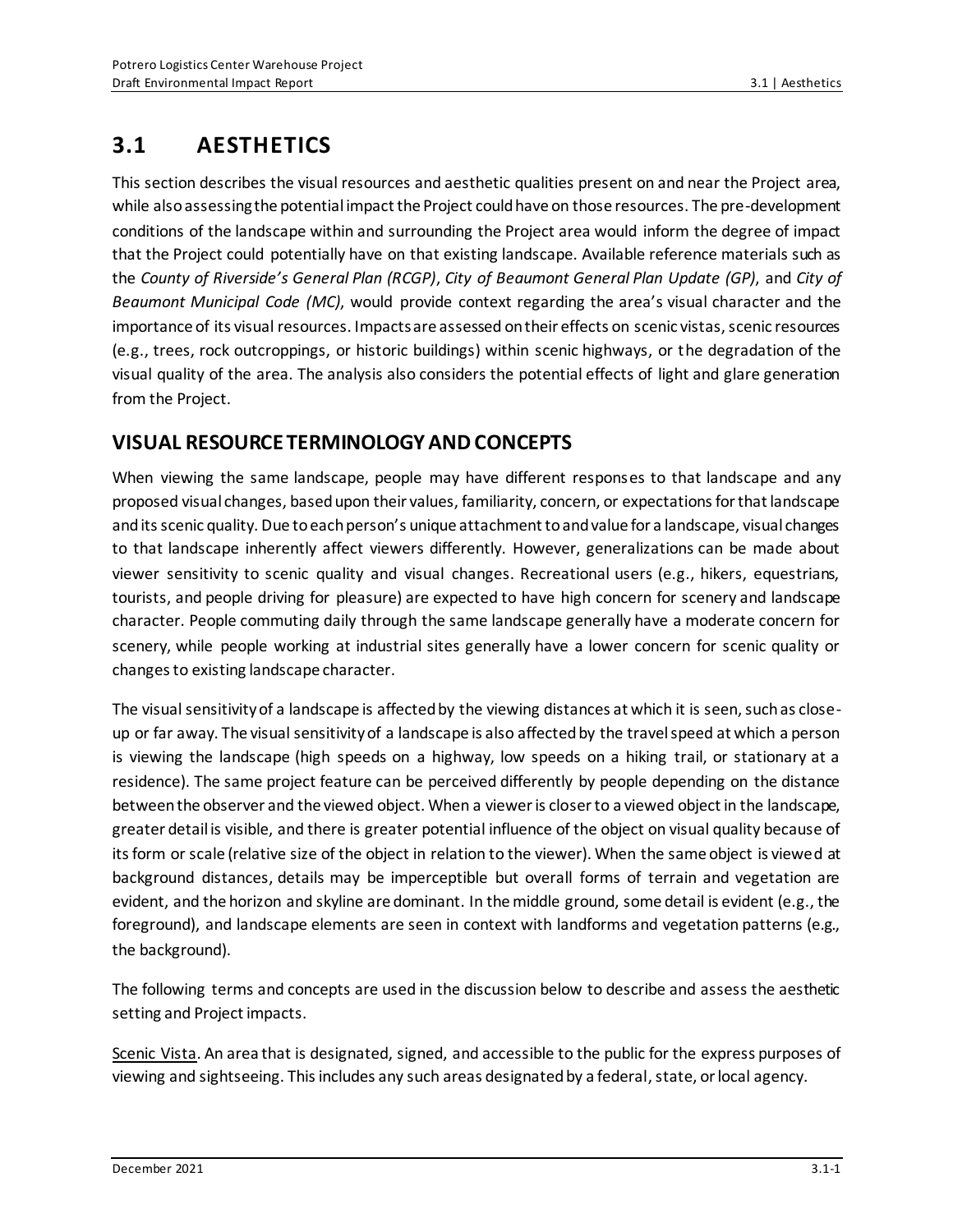# 3.1 AESTHETICS

This section describes the visual resources and aesthetic qualities present on and near the Project area, while also assessing the potential impact the Project could have on those resources. The pre-development conditions of the landscape within and surrounding the Project area would inform the degree of impact that the Project could potentially have on that existing landscape. Available reference materials such as the *County of Riverside's General Plan (RCGP)*, *City of Beaumont General Plan Update (GP)*, and *City of Beaumont Municipal Code (MC)*, would provide context regarding the area's visual character and the importance of its visual resources. Impacts are assessed on their effects on scenic vistas, scenic resources (e.g., trees, rock outcroppings, or historic buildings) within scenic highways, or the degradation of the visual quality of the area. The analysis also considers the potential effects of light and glare generation from the Project.

## VISUAL RESOURCE TERMINOLOGY AND CONCEPTS

When viewing the same landscape, people may have different responses to that landscape and any proposed visual changes, based upon their values, familiarity, concern, or expectations for that landscape and its scenic quality. Due to each person's unique attachment to and value for a landscape, visual changes to that landscape inherently affect viewers differently. However, generalizations can be made about viewer sensitivity to scenic quality and visual changes. Recreational users (e.g., hikers, equestrians, tourists, and people driving for pleasure) are expected to have high concern for scenery and landscape character. People commuting daily through the same landscape generally have a moderate concern for scenery, while people working at industrial sites generally have a lower concern for scenic quality or changes to existing landscape character.

The visual sensitivity of a landscape is affected by the viewing distances at which it is seen, such as close-up or far away. The visual sensitivity of a landscape is also affected by the travel speed at which a person is viewing the landscape (high speeds on a highway, low speeds on a hiking trail, or stationary at a residence). The same project feature can be perceived differently by people depending on the distance between the observer and the viewed object. When a viewer is closer to a viewed object in the landscape, greater detail is visible, and there is greater potential influence of the object on visual quality because of its form or scale (relative size of the object in relation to the viewer). When the same object is viewed at background distances, details may be imperceptible but overall forms of terrain and vegetation are evident, and the horizon and skyline are dominant. In the middle ground, some detail is evident (e.g., the foreground), and landscape elements are seen in context with landforms and vegetation patterns (e.g., the background).

The following terms and concepts are used in the discussion below to describe and assess the aesthetic setting and Project impacts.

Scenic Vista. An area that is designated, signed, and accessible to the public for the express purposes of viewing and sightseeing. This includes any such areas designated by a federal, state, or local agency.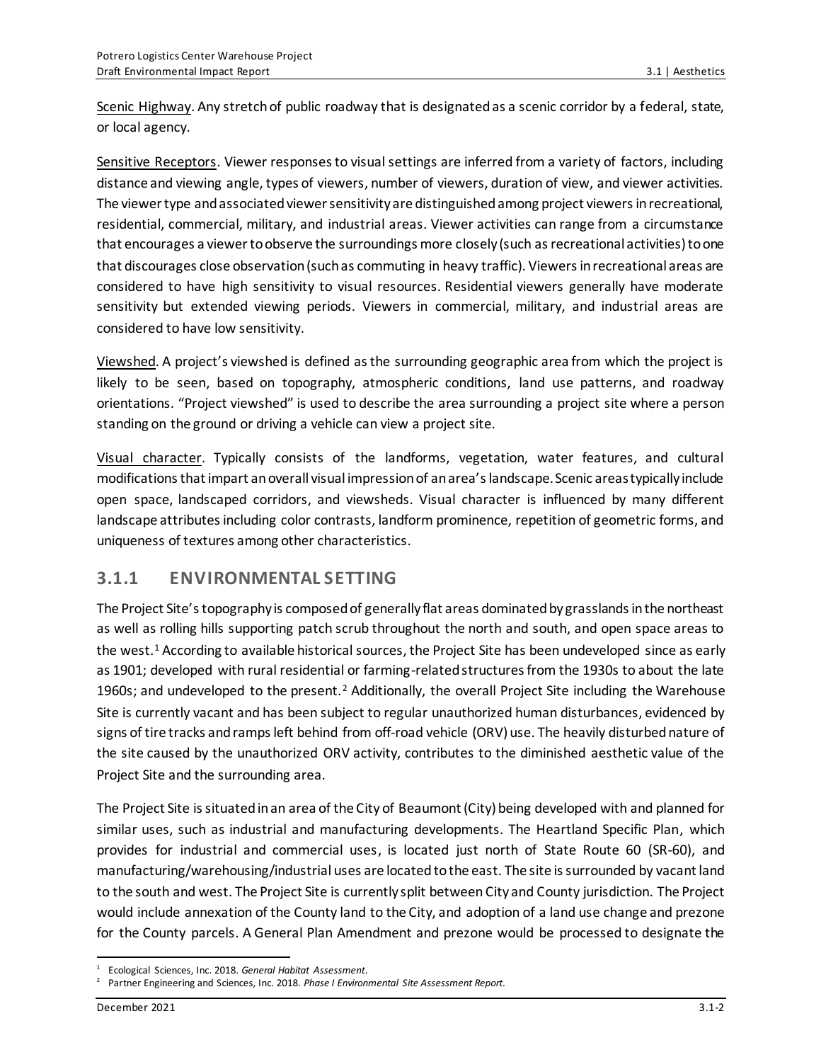Scenic Highway. Any stretch of public roadway that is designated as a scenic corridor by a federal, state, or local agency.

Sensitive Receptors. Viewer responses to visual settings are inferred from a variety of factors, including distance and viewing angle, types of viewers, number of viewers, duration of view, and viewer activities. The viewer type and associated viewer sensitivity are distinguished among project viewers in recreational, residential, commercial, military, and industrial areas. Viewer activities can range from a circumstance that encourages a viewer to observe the surroundings more closely (such as recreational activities) to one that discourages close observation (such as commuting in heavy traffic). Viewers in recreational areas are considered to have high sensitivity to visual resources. Residential viewers generally have moderate sensitivity but extended viewing periods. Viewers in commercial, military, and industrial areas are considered to have low sensitivity.

Viewshed. A project's viewshed is defined as the surrounding geographic area from which the project is likely to be seen, based on topography, atmospheric conditions, land use patterns, and roadway orientations. "Project viewshed" is used to describe the area surrounding a project site where a person standing on the ground or driving a vehicle can view a project site.

Visual character. Typically consists of the landforms, vegetation, water features, and cultural modifications that impart an overall visual impression of an area's landscape. Scenic areas typically include open space, landscaped corridors, and viewsheds. Visual character is influenced by many different landscape attributes including color contrasts, landform prominence, repetition of geometric forms, and uniqueness of textures among other characteristics.

## 3.1.1 ENVIRONMENTAL SETTING

The Project Site's topography is composed of generally flat areas dominated by grasslands in the northeast as well as rolling hills supporting patch scrub throughout the north and south, and open space areas to the west.[1] According to available historical sources, the Project Site has been undeveloped since as early as 1901; developed with rural residential or farming-related structures from the 1930s to about the late 1960s; and undeveloped to the present.[2] Additionally, the overall Project Site including the Warehouse Site is currently vacant and has been subject to regular unauthorized human disturbances, evidenced by signs of tire tracks and ramps left behind from off-road vehicle (ORV) use. The heavily disturbed nature of the site caused by the unauthorized ORV activity, contributes to the diminished aesthetic value of the Project Site and the surrounding area.

The Project Site is situated in an area of the City of Beaumont (City) being developed with and planned for similar uses, such as industrial and manufacturing developments. The Heartland Specific Plan, which provides for industrial and commercial uses, is located just north of State Route 60 (SR-60), and manufacturing/warehousing/industrial uses are located to the east. The site is surrounded by vacant land to the south and west. The Project Site is currently split between City and County jurisdiction. The Project would include annexation of the County land to the City, and adoption of a land use change and prezone for the County parcels. A General Plan Amendment and prezone would be processed to designate the

---

[1] Ecological Sciences, Inc. 2018. *General Habitat Assessment*.

[2] Partner Engineering and Sciences, Inc. 2018. *Phase I Environmental Site Assessment Report*.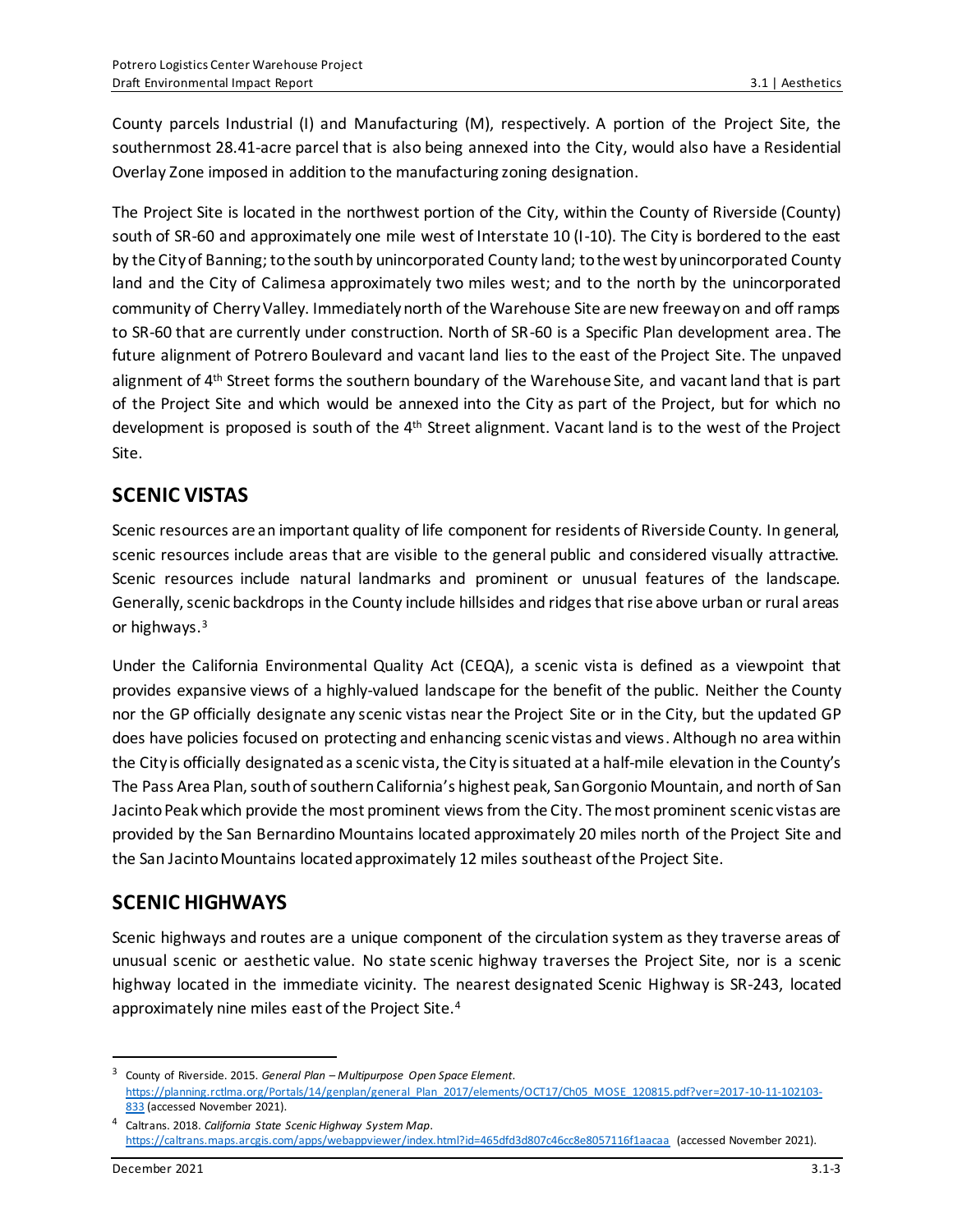County parcels Industrial (I) and Manufacturing (M), respectively. A portion of the Project Site, the southernmost 28.41-acre parcel that is also being annexed into the City, would also have a Residential Overlay Zone imposed in addition to the manufacturing zoning designation.

The Project Site is located in the northwest portion of the City, within the County of Riverside (County) south of SR-60 and approximately one mile west of Interstate 10 (I-10). The City is bordered to the east by the City of Banning; to the south by unincorporated County land; to the west by unincorporated County land and the City of Calimesa approximately two miles west; and to the north by the unincorporated community of Cherry Valley. Immediately north of the Warehouse Site are new freeway on and off ramps to SR-60 that are currently under construction. North of SR-60 is a Specific Plan development area. The future alignment of Potrero Boulevard and vacant land lies to the east of the Project Site. The unpaved alignment of 4th Street forms the southern boundary of the Warehouse Site, and vacant land that is part of the Project Site and which would be annexed into the City as part of the Project, but for which no development is proposed is south of the 4th Street alignment. Vacant land is to the west of the Project Site.

## SCENIC VISTAS

Scenic resources are an important quality of life component for residents of Riverside County. In general, scenic resources include areas that are visible to the general public and considered visually attractive. Scenic resources include natural landmarks and prominent or unusual features of the landscape. Generally, scenic backdrops in the County include hillsides and ridges that rise above urban or rural areas or highways.[3]

Under the California Environmental Quality Act (CEQA), a scenic vista is defined as a viewpoint that provides expansive views of a highly-valued landscape for the benefit of the public. Neither the County nor the GP officially designate any scenic vistas near the Project Site or in the City, but the updated GP does have policies focused on protecting and enhancing scenic vistas and views. Although no area within the City is officially designated as a scenic vista, the City is situated at a half-mile elevation in the County's The Pass Area Plan, south of southern California's highest peak, San Gorgonio Mountain, and north of San Jacinto Peak which provide the most prominent views from the City. The most prominent scenic vistas are provided by the San Bernardino Mountains located approximately 20 miles north of the Project Site and the San Jacinto Mountains located approximately 12 miles southeast of the Project Site.

## SCENIC HIGHWAYS

Scenic highways and routes are a unique component of the circulation system as they traverse areas of unusual scenic or aesthetic value. No state scenic highway traverses the Project Site, nor is a scenic highway located in the immediate vicinity. The nearest designated Scenic Highway is SR-243, located approximately nine miles east of the Project Site.[4]

---

[3] County of Riverside. 2015. *General Plan – Multipurpose Open Space Element*. https://planning.rctlma.org/Portals/14/genplan/general_Plan_2017/elements/OCT17/Ch05_MOSE_120815.pdf?ver=2017-10-11-102103-833 (accessed November 2021).

[4] Caltrans. 2018. *California State Scenic Highway System Map*. https://caltrans.maps.arcgis.com/apps/webappviewer/index.html?id=465dfd3d807c46cc8e8057116f1aacaa (accessed November 2021).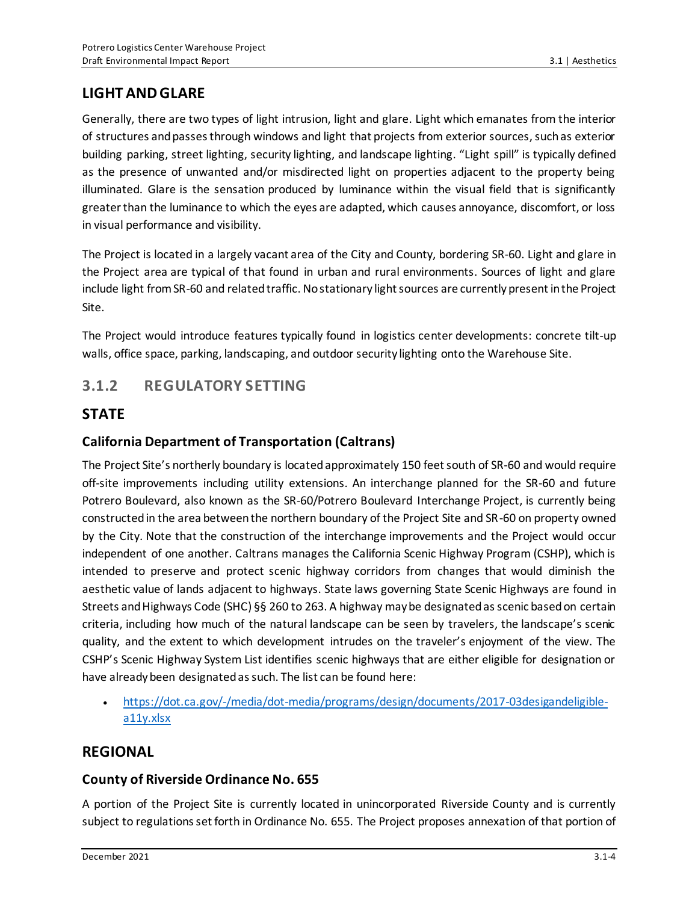## LIGHT AND GLARE

Generally, there are two types of light intrusion, light and glare. Light which emanates from the interior of structures and passes through windows and light that projects from exterior sources, such as exterior building parking, street lighting, security lighting, and landscape lighting. "Light spill" is typically defined as the presence of unwanted and/or misdirected light on properties adjacent to the property being illuminated. Glare is the sensation produced by luminance within the visual field that is significantly greater than the luminance to which the eyes are adapted, which causes annoyance, discomfort, or loss in visual performance and visibility.

The Project is located in a largely vacant area of the City and County, bordering SR-60. Light and glare in the Project area are typical of that found in urban and rural environments. Sources of light and glare include light from SR-60 and related traffic. No stationary light sources are currently present in the Project Site.

The Project would introduce features typically found in logistics center developments: concrete tilt-up walls, office space, parking, landscaping, and outdoor security lighting onto the Warehouse Site.

# 3.1.2 REGULATORY SETTING

## STATE

### California Department of Transportation (Caltrans)

The Project Site's northerly boundary is located approximately 150 feet south of SR-60 and would require off-site improvements including utility extensions. An interchange planned for the SR-60 and future Potrero Boulevard, also known as the SR-60/Potrero Boulevard Interchange Project, is currently being constructed in the area between the northern boundary of the Project Site and SR-60 on property owned by the City. Note that the construction of the interchange improvements and the Project would occur independent of one another. Caltrans manages the California Scenic Highway Program (CSHP), which is intended to preserve and protect scenic highway corridors from changes that would diminish the aesthetic value of lands adjacent to highways. State laws governing State Scenic Highways are found in Streets and Highways Code (SHC) §§ 260 to 263. A highway may be designated as scenic based on certain criteria, including how much of the natural landscape can be seen by travelers, the landscape's scenic quality, and the extent to which development intrudes on the traveler's enjoyment of the view. The CSHP's Scenic Highway System List identifies scenic highways that are either eligible for designation or have already been designated as such. The list can be found here:

- https://dot.ca.gov/-/media/dot-media/programs/design/documents/2017-03desigandeligible-a11y.xlsx

## REGIONAL

### County of Riverside Ordinance No. 655

A portion of the Project Site is currently located in unincorporated Riverside County and is currently subject to regulations set forth in Ordinance No. 655. The Project proposes annexation of that portion of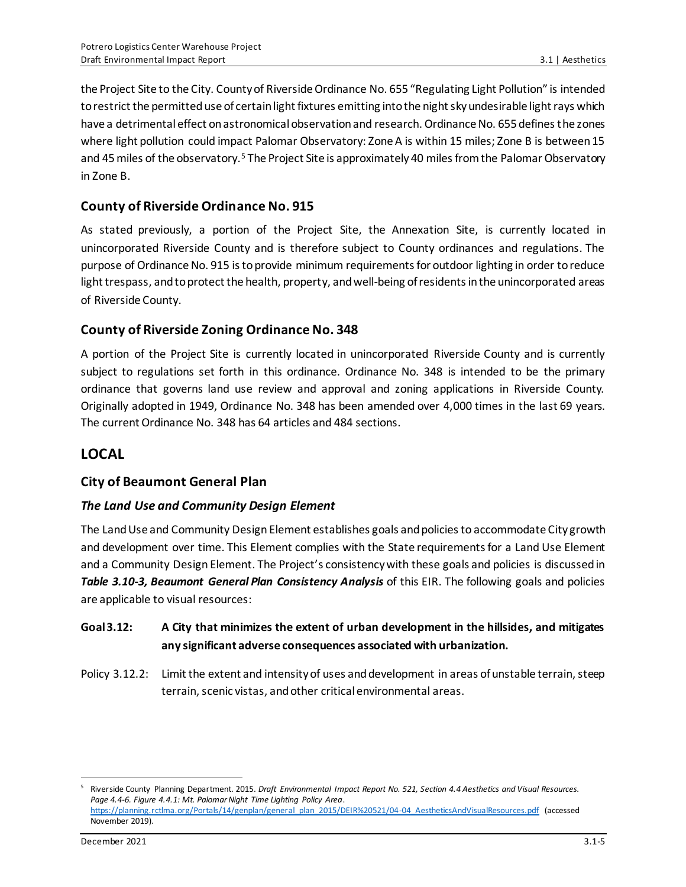the Project Site to the City. County of Riverside Ordinance No. 655 "Regulating Light Pollution" is intended to restrict the permitted use of certain light fixtures emitting into the night sky undesirable light rays which have a detrimental effect on astronomical observation and research. Ordinance No. 655 defines the zones where light pollution could impact Palomar Observatory: Zone A is within 15 miles; Zone B is between 15 and 45 miles of the observatory.[5] The Project Site is approximately 40 miles from the Palomar Observatory in Zone B.

### County of Riverside Ordinance No. 915

As stated previously, a portion of the Project Site, the Annexation Site, is currently located in unincorporated Riverside County and is therefore subject to County ordinances and regulations. The purpose of Ordinance No. 915 is to provide minimum requirements for outdoor lighting in order to reduce light trespass, and to protect the health, property, and well-being of residents in the unincorporated areas of Riverside County.

### County of Riverside Zoning Ordinance No. 348

A portion of the Project Site is currently located in unincorporated Riverside County and is currently subject to regulations set forth in this ordinance. Ordinance No. 348 is intended to be the primary ordinance that governs land use review and approval and zoning applications in Riverside County. Originally adopted in 1949, Ordinance No. 348 has been amended over 4,000 times in the last 69 years. The current Ordinance No. 348 has 64 articles and 484 sections.

## LOCAL

### City of Beaumont General Plan

#### *The Land Use and Community Design Element*

The Land Use and Community Design Element establishes goals and policies to accommodate City growth and development over time. This Element complies with the State requirements for a Land Use Element and a Community Design Element. The Project's consistency with these goals and policies is discussed in ***Table 3.10-3, Beaumont General Plan Consistency Analysis*** of this EIR. The following goals and policies are applicable to visual resources:

**Goal 3.12: A City that minimizes the extent of urban development in the hillsides, and mitigates any significant adverse consequences associated with urbanization.**

Policy 3.12.2: Limit the extent and intensity of uses and development in areas of unstable terrain, steep terrain, scenic vistas, and other critical environmental areas.

---

[5] Riverside County Planning Department. 2015. *Draft Environmental Impact Report No. 521, Section 4.4 Aesthetics and Visual Resources. Page 4.4-6. Figure 4.4.1: Mt. Palomar Night Time Lighting Policy Area*. https://planning.rctlma.org/Portals/14/genplan/general_plan_2015/DEIR%20521/04-04_AestheticsAndVisualResources.pdf (accessed November 2019).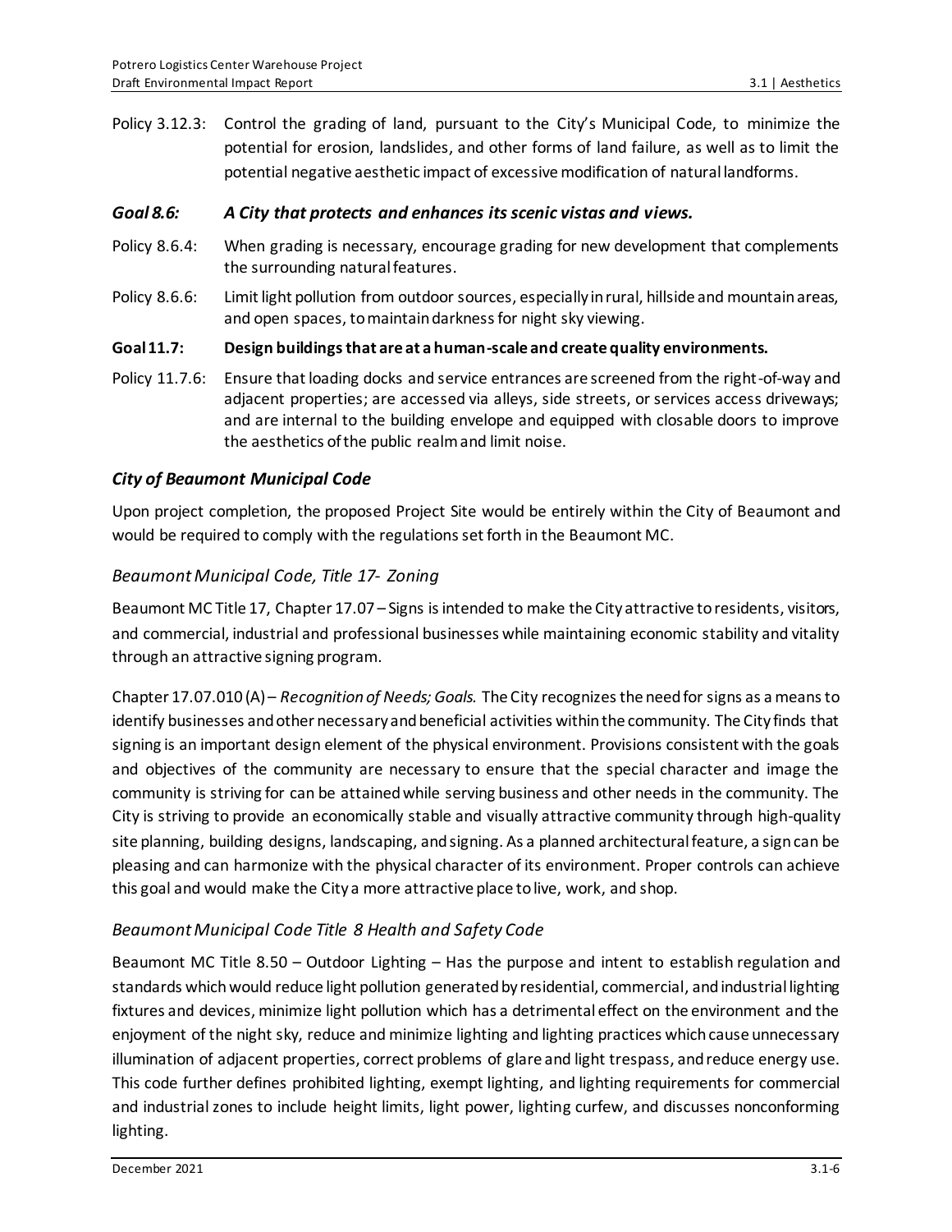Policy 3.12.3: Control the grading of land, pursuant to the City's Municipal Code, to minimize the potential for erosion, landslides, and other forms of land failure, as well as to limit the potential negative aesthetic impact of excessive modification of natural landforms.

***Goal 8.6: A City that protects and enhances its scenic vistas and views.***

Policy 8.6.4: When grading is necessary, encourage grading for new development that complements the surrounding natural features.

Policy 8.6.6: Limit light pollution from outdoor sources, especially in rural, hillside and mountain areas, and open spaces, to maintain darkness for night sky viewing.

**Goal 11.7: Design buildings that are at a human-scale and create quality environments.**

Policy 11.7.6: Ensure that loading docks and service entrances are screened from the right-of-way and adjacent properties; are accessed via alleys, side streets, or services access driveways; and are internal to the building envelope and equipped with closable doors to improve the aesthetics of the public realm and limit noise.

### *City of Beaumont Municipal Code*

Upon project completion, the proposed Project Site would be entirely within the City of Beaumont and would be required to comply with the regulations set forth in the Beaumont MC.

#### *Beaumont Municipal Code, Title 17- Zoning*

Beaumont MC Title 17, Chapter 17.07 – Signs is intended to make the City attractive to residents, visitors, and commercial, industrial and professional businesses while maintaining economic stability and vitality through an attractive signing program.

Chapter 17.07.010 (A) – *Recognition of Needs; Goals.* The City recognizes the need for signs as a means to identify businesses and other necessary and beneficial activities within the community. The City finds that signing is an important design element of the physical environment. Provisions consistent with the goals and objectives of the community are necessary to ensure that the special character and image the community is striving for can be attained while serving business and other needs in the community. The City is striving to provide an economically stable and visually attractive community through high-quality site planning, building designs, landscaping, and signing. As a planned architectural feature, a sign can be pleasing and can harmonize with the physical character of its environment. Proper controls can achieve this goal and would make the City a more attractive place to live, work, and shop.

#### *Beaumont Municipal Code Title 8 Health and Safety Code*

Beaumont MC Title 8.50 – Outdoor Lighting – Has the purpose and intent to establish regulation and standards which would reduce light pollution generated by residential, commercial, and industrial lighting fixtures and devices, minimize light pollution which has a detrimental effect on the environment and the enjoyment of the night sky, reduce and minimize lighting and lighting practices which cause unnecessary illumination of adjacent properties, correct problems of glare and light trespass, and reduce energy use. This code further defines prohibited lighting, exempt lighting, and lighting requirements for commercial and industrial zones to include height limits, light power, lighting curfew, and discusses nonconforming lighting.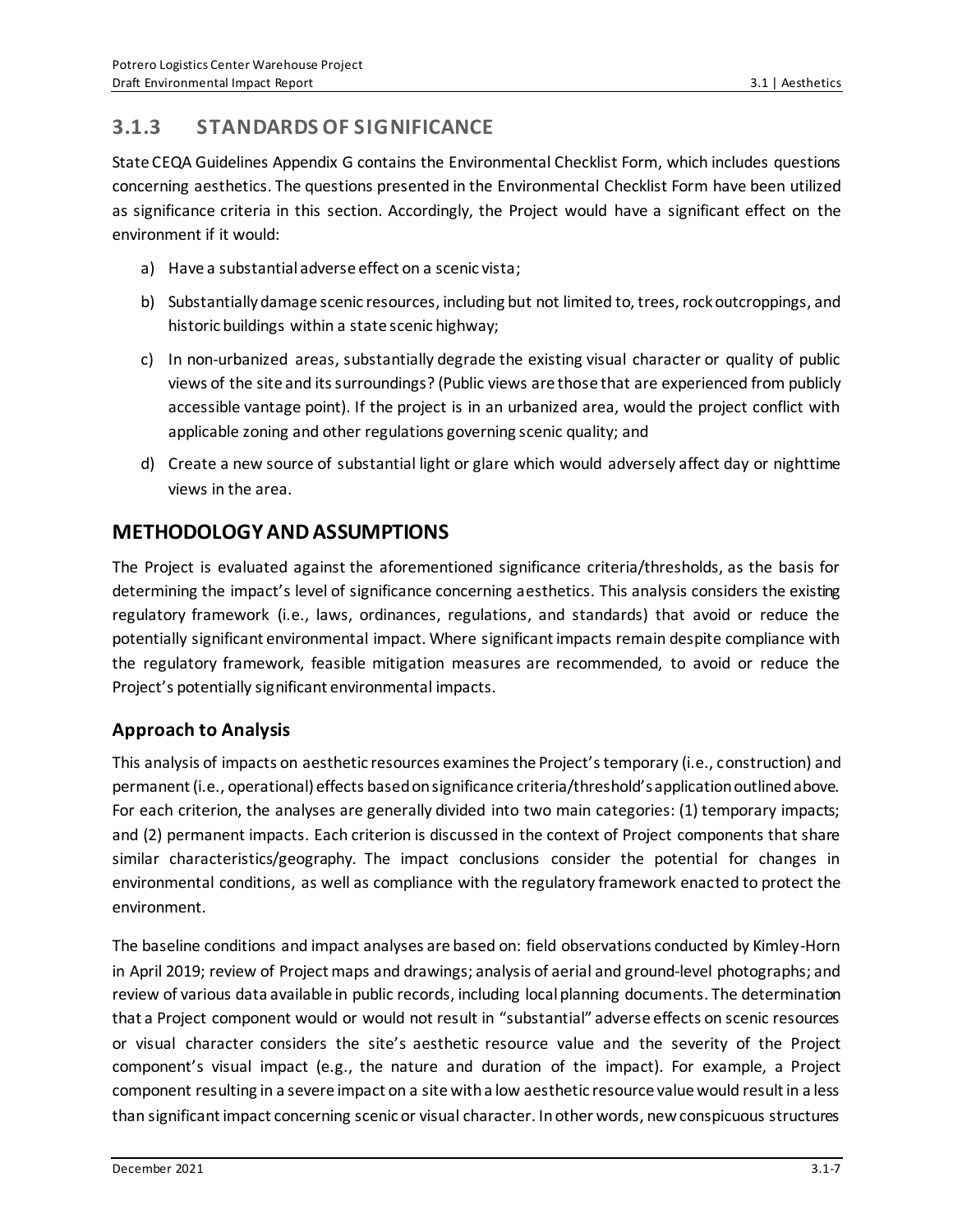## 3.1.3 STANDARDS OF SIGNIFICANCE

State CEQA Guidelines Appendix G contains the Environmental Checklist Form, which includes questions concerning aesthetics. The questions presented in the Environmental Checklist Form have been utilized as significance criteria in this section. Accordingly, the Project would have a significant effect on the environment if it would:

a) Have a substantial adverse effect on a scenic vista;

b) Substantially damage scenic resources, including but not limited to, trees, rock outcroppings, and historic buildings within a state scenic highway;

c) In non-urbanized areas, substantially degrade the existing visual character or quality of public views of the site and its surroundings? (Public views are those that are experienced from publicly accessible vantage point). If the project is in an urbanized area, would the project conflict with applicable zoning and other regulations governing scenic quality; and

d) Create a new source of substantial light or glare which would adversely affect day or nighttime views in the area.

## METHODOLOGY AND ASSUMPTIONS

The Project is evaluated against the aforementioned significance criteria/thresholds, as the basis for determining the impact's level of significance concerning aesthetics. This analysis considers the existing regulatory framework (i.e., laws, ordinances, regulations, and standards) that avoid or reduce the potentially significant environmental impact. Where significant impacts remain despite compliance with the regulatory framework, feasible mitigation measures are recommended, to avoid or reduce the Project's potentially significant environmental impacts.

### Approach to Analysis

This analysis of impacts on aesthetic resources examines the Project's temporary (i.e., construction) and permanent (i.e., operational) effects based on significance criteria/threshold's application outlined above. For each criterion, the analyses are generally divided into two main categories: (1) temporary impacts; and (2) permanent impacts. Each criterion is discussed in the context of Project components that share similar characteristics/geography. The impact conclusions consider the potential for changes in environmental conditions, as well as compliance with the regulatory framework enacted to protect the environment.

The baseline conditions and impact analyses are based on: field observations conducted by Kimley-Horn in April 2019; review of Project maps and drawings; analysis of aerial and ground-level photographs; and review of various data available in public records, including local planning documents. The determination that a Project component would or would not result in "substantial" adverse effects on scenic resources or visual character considers the site's aesthetic resource value and the severity of the Project component's visual impact (e.g., the nature and duration of the impact). For example, a Project component resulting in a severe impact on a site with a low aesthetic resource value would result in a less than significant impact concerning scenic or visual character. In other words, new conspicuous structures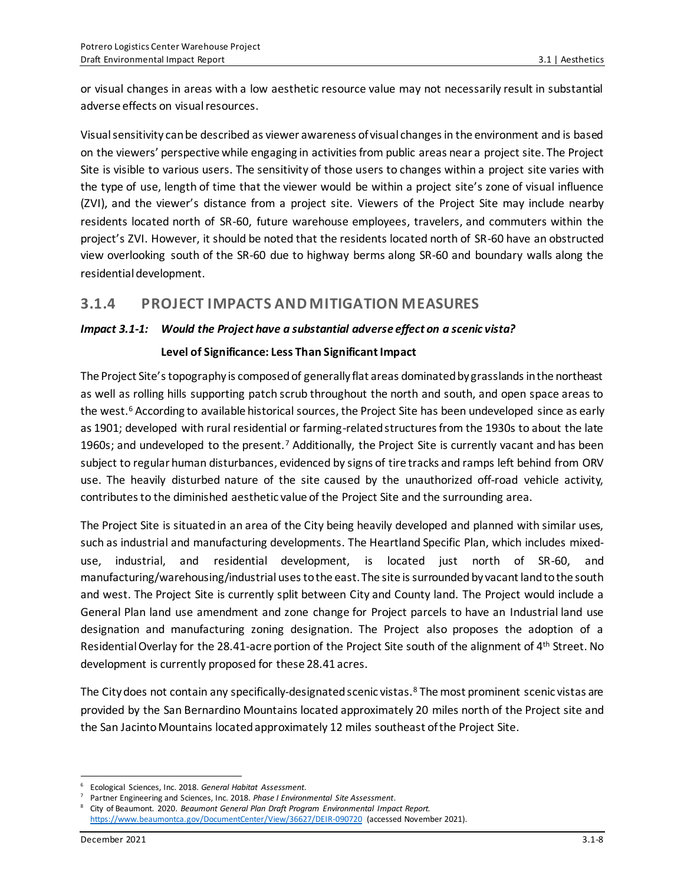or visual changes in areas with a low aesthetic resource value may not necessarily result in substantial adverse effects on visual resources.

Visual sensitivity can be described as viewer awareness of visual changes in the environment and is based on the viewers' perspective while engaging in activities from public areas near a project site. The Project Site is visible to various users. The sensitivity of those users to changes within a project site varies with the type of use, length of time that the viewer would be within a project site's zone of visual influence (ZVI), and the viewer's distance from a project site. Viewers of the Project Site may include nearby residents located north of SR-60, future warehouse employees, travelers, and commuters within the project's ZVI. However, it should be noted that the residents located north of SR-60 have an obstructed view overlooking south of the SR-60 due to highway berms along SR-60 and boundary walls along the residential development.

## 3.1.4 PROJECT IMPACTS AND MITIGATION MEASURES

***Impact 3.1-1: Would the Project have a substantial adverse effect on a scenic vista?***

**Level of Significance: Less Than Significant Impact**

The Project Site's topography is composed of generally flat areas dominated by grasslands in the northeast as well as rolling hills supporting patch scrub throughout the north and south, and open space areas to the west.[6] According to available historical sources, the Project Site has been undeveloped since as early as 1901; developed with rural residential or farming-related structures from the 1930s to about the late 1960s; and undeveloped to the present.[7] Additionally, the Project Site is currently vacant and has been subject to regular human disturbances, evidenced by signs of tire tracks and ramps left behind from ORV use. The heavily disturbed nature of the site caused by the unauthorized off-road vehicle activity, contributes to the diminished aesthetic value of the Project Site and the surrounding area.

The Project Site is situated in an area of the City being heavily developed and planned with similar uses, such as industrial and manufacturing developments. The Heartland Specific Plan, which includes mixed-use, industrial, and residential development, is located just north of SR-60, and manufacturing/warehousing/industrial uses to the east. The site is surrounded by vacant land to the south and west. The Project Site is currently split between City and County land. The Project would include a General Plan land use amendment and zone change for Project parcels to have an Industrial land use designation and manufacturing zoning designation. The Project also proposes the adoption of a Residential Overlay for the 28.41-acre portion of the Project Site south of the alignment of 4th Street. No development is currently proposed for these 28.41 acres.

The City does not contain any specifically-designated scenic vistas.[8] The most prominent scenic vistas are provided by the San Bernardino Mountains located approximately 20 miles north of the Project site and the San Jacinto Mountains located approximately 12 miles southeast of the Project Site.

---

6 Ecological Sciences, Inc. 2018. *General Habitat Assessment*.

7 Partner Engineering and Sciences, Inc. 2018. *Phase I Environmental Site Assessment*.

8 City of Beaumont. 2020. *Beaumont General Plan Draft Program Environmental Impact Report.* https://www.beaumontca.gov/DocumentCenter/View/36627/DEIR-090720 (accessed November 2021).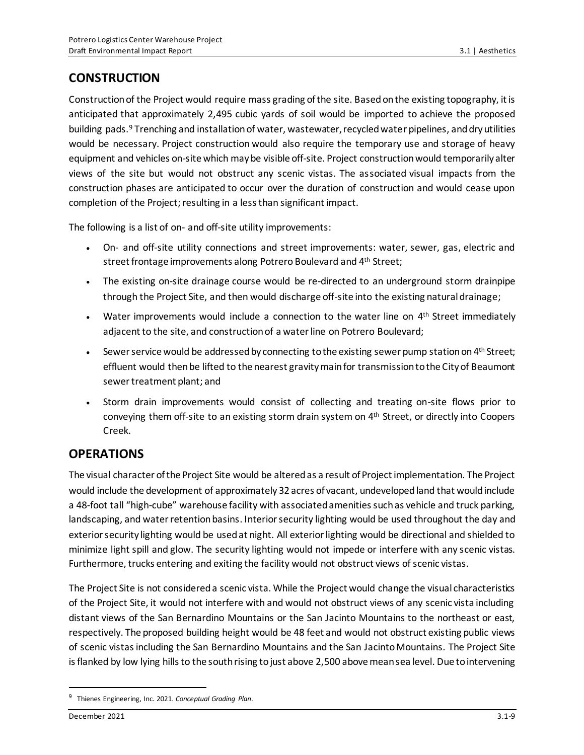## CONSTRUCTION

Construction of the Project would require mass grading of the site. Based on the existing topography, it is anticipated that approximately 2,495 cubic yards of soil would be imported to achieve the proposed building pads.[9] Trenching and installation of water, wastewater, recycled water pipelines, and dry utilities would be necessary. Project construction would also require the temporary use and storage of heavy equipment and vehicles on-site which may be visible off-site. Project construction would temporarily alter views of the site but would not obstruct any scenic vistas. The associated visual impacts from the construction phases are anticipated to occur over the duration of construction and would cease upon completion of the Project; resulting in a less than significant impact.

The following is a list of on- and off-site utility improvements:

- On- and off-site utility connections and street improvements: water, sewer, gas, electric and street frontage improvements along Potrero Boulevard and 4th Street;
- The existing on-site drainage course would be re-directed to an underground storm drainpipe through the Project Site, and then would discharge off-site into the existing natural drainage;
- Water improvements would include a connection to the water line on 4th Street immediately adjacent to the site, and construction of a water line on Potrero Boulevard;
- Sewer service would be addressed by connecting to the existing sewer pump station on 4th Street; effluent would then be lifted to the nearest gravity main for transmission to the City of Beaumont sewer treatment plant; and
- Storm drain improvements would consist of collecting and treating on-site flows prior to conveying them off-site to an existing storm drain system on 4th Street, or directly into Coopers Creek.

## OPERATIONS

The visual character of the Project Site would be altered as a result of Project implementation. The Project would include the development of approximately 32 acres of vacant, undeveloped land that would include a 48-foot tall "high-cube" warehouse facility with associated amenities such as vehicle and truck parking, landscaping, and water retention basins. Interior security lighting would be used throughout the day and exterior security lighting would be used at night. All exterior lighting would be directional and shielded to minimize light spill and glow. The security lighting would not impede or interfere with any scenic vistas. Furthermore, trucks entering and exiting the facility would not obstruct views of scenic vistas.

The Project Site is not considered a scenic vista. While the Project would change the visual characteristics of the Project Site, it would not interfere with and would not obstruct views of any scenic vista including distant views of the San Bernardino Mountains or the San Jacinto Mountains to the northeast or east, respectively. The proposed building height would be 48 feet and would not obstruct existing public views of scenic vistas including the San Bernardino Mountains and the San Jacinto Mountains. The Project Site is flanked by low lying hills to the south rising to just above 2,500 above mean sea level. Due to intervening

[9] Thienes Engineering, Inc. 2021. *Conceptual Grading Plan*.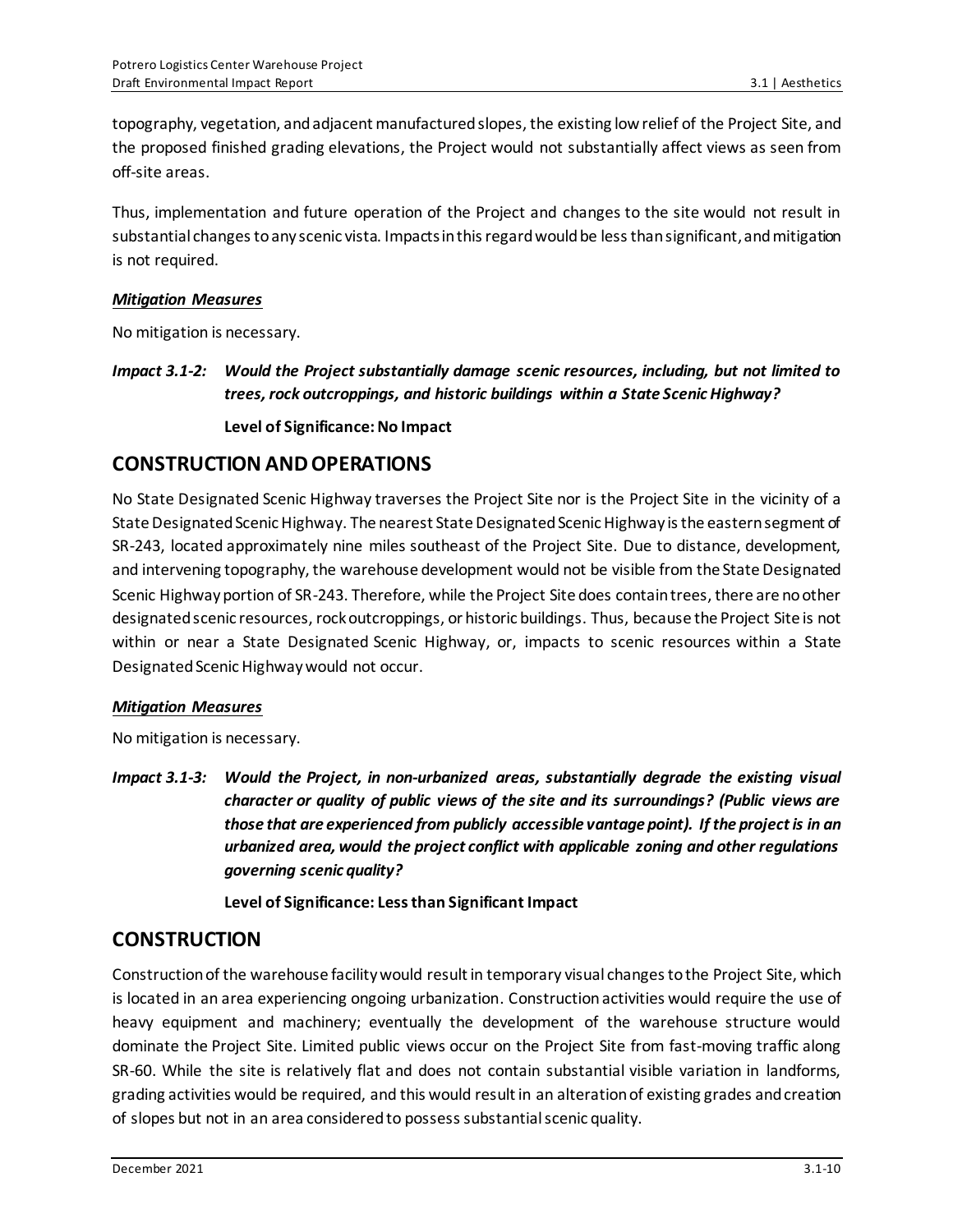topography, vegetation, and adjacent manufactured slopes, the existing low relief of the Project Site, and the proposed finished grading elevations, the Project would not substantially affect views as seen from off-site areas.

Thus, implementation and future operation of the Project and changes to the site would not result in substantial changes to any scenic vista. Impacts in this regard would be less than significant, and mitigation is not required.

***Mitigation Measures***

No mitigation is necessary.

***Impact 3.1-2: Would the Project substantially damage scenic resources, including, but not limited to trees, rock outcroppings, and historic buildings within a State Scenic Highway?***

**Level of Significance: No Impact**

## CONSTRUCTION AND OPERATIONS

No State Designated Scenic Highway traverses the Project Site nor is the Project Site in the vicinity of a State Designated Scenic Highway. The nearest State Designated Scenic Highway is the eastern segment of SR-243, located approximately nine miles southeast of the Project Site. Due to distance, development, and intervening topography, the warehouse development would not be visible from the State Designated Scenic Highway portion of SR-243. Therefore, while the Project Site does contain trees, there are no other designated scenic resources, rock outcroppings, or historic buildings. Thus, because the Project Site is not within or near a State Designated Scenic Highway, or, impacts to scenic resources within a State Designated Scenic Highway would not occur.

***Mitigation Measures***

No mitigation is necessary.

***Impact 3.1-3: Would the Project, in non-urbanized areas, substantially degrade the existing visual character or quality of public views of the site and its surroundings? (Public views are those that are experienced from publicly accessible vantage point). If the project is in an urbanized area, would the project conflict with applicable zoning and other regulations governing scenic quality?***

**Level of Significance: Less than Significant Impact**

## CONSTRUCTION

Construction of the warehouse facility would result in temporary visual changes to the Project Site, which is located in an area experiencing ongoing urbanization. Construction activities would require the use of heavy equipment and machinery; eventually the development of the warehouse structure would dominate the Project Site. Limited public views occur on the Project Site from fast-moving traffic along SR-60. While the site is relatively flat and does not contain substantial visible variation in landforms, grading activities would be required, and this would result in an alteration of existing grades and creation of slopes but not in an area considered to possess substantial scenic quality.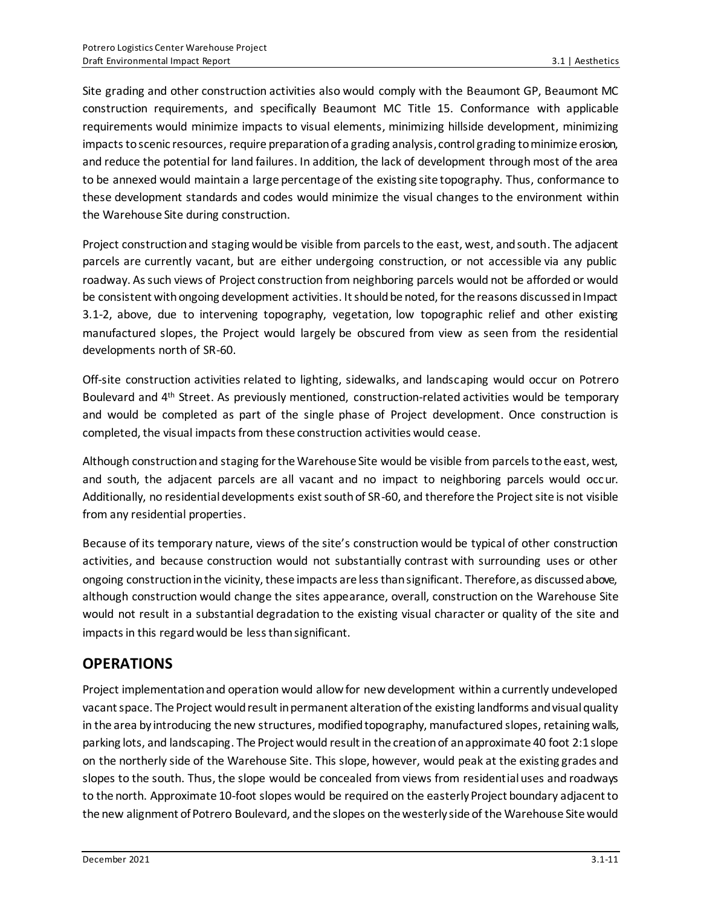Site grading and other construction activities also would comply with the Beaumont GP, Beaumont MC construction requirements, and specifically Beaumont MC Title 15. Conformance with applicable requirements would minimize impacts to visual elements, minimizing hillside development, minimizing impacts to scenic resources, require preparation of a grading analysis, control grading to minimize erosion, and reduce the potential for land failures. In addition, the lack of development through most of the area to be annexed would maintain a large percentage of the existing site topography. Thus, conformance to these development standards and codes would minimize the visual changes to the environment within the Warehouse Site during construction.

Project construction and staging would be visible from parcels to the east, west, and south. The adjacent parcels are currently vacant, but are either undergoing construction, or not accessible via any public roadway. As such views of Project construction from neighboring parcels would not be afforded or would be consistent with ongoing development activities. It should be noted, for the reasons discussed in Impact 3.1-2, above, due to intervening topography, vegetation, low topographic relief and other existing manufactured slopes, the Project would largely be obscured from view as seen from the residential developments north of SR-60.

Off-site construction activities related to lighting, sidewalks, and landscaping would occur on Potrero Boulevard and 4th Street. As previously mentioned, construction-related activities would be temporary and would be completed as part of the single phase of Project development. Once construction is completed, the visual impacts from these construction activities would cease.

Although construction and staging for the Warehouse Site would be visible from parcels to the east, west, and south, the adjacent parcels are all vacant and no impact to neighboring parcels would occur. Additionally, no residential developments exist south of SR-60, and therefore the Project site is not visible from any residential properties.

Because of its temporary nature, views of the site's construction would be typical of other construction activities, and because construction would not substantially contrast with surrounding uses or other ongoing construction in the vicinity, these impacts are less than significant. Therefore, as discussed above, although construction would change the sites appearance, overall, construction on the Warehouse Site would not result in a substantial degradation to the existing visual character or quality of the site and impacts in this regard would be less than significant.

## OPERATIONS

Project implementation and operation would allow for new development within a currently undeveloped vacant space. The Project would result in permanent alteration of the existing landforms and visual quality in the area by introducing the new structures, modified topography, manufactured slopes, retaining walls, parking lots, and landscaping. The Project would result in the creation of an approximate 40 foot 2:1 slope on the northerly side of the Warehouse Site. This slope, however, would peak at the existing grades and slopes to the south. Thus, the slope would be concealed from views from residential uses and roadways to the north. Approximate 10-foot slopes would be required on the easterly Project boundary adjacent to the new alignment of Potrero Boulevard, and the slopes on the westerly side of the Warehouse Site would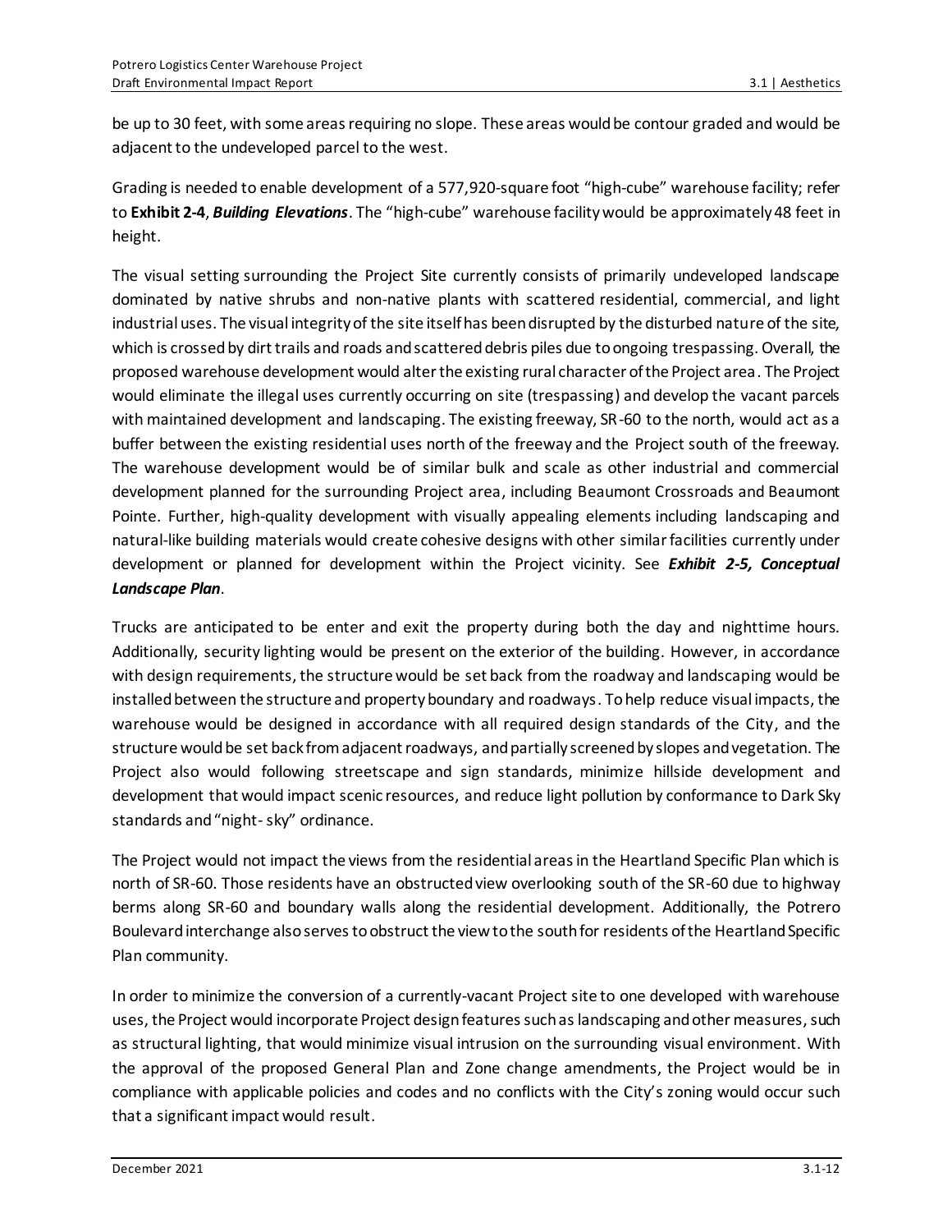be up to 30 feet, with some areas requiring no slope. These areas would be contour graded and would be adjacent to the undeveloped parcel to the west.

Grading is needed to enable development of a 577,920-square foot "high-cube" warehouse facility; refer to **Exhibit 2-4**, ***Building Elevations***. The "high-cube" warehouse facility would be approximately 48 feet in height.

The visual setting surrounding the Project Site currently consists of primarily undeveloped landscape dominated by native shrubs and non-native plants with scattered residential, commercial, and light industrial uses. The visual integrity of the site itself has been disrupted by the disturbed nature of the site, which is crossed by dirt trails and roads and scattered debris piles due to ongoing trespassing. Overall, the proposed warehouse development would alter the existing rural character of the Project area. The Project would eliminate the illegal uses currently occurring on site (trespassing) and develop the vacant parcels with maintained development and landscaping. The existing freeway, SR-60 to the north, would act as a buffer between the existing residential uses north of the freeway and the Project south of the freeway. The warehouse development would be of similar bulk and scale as other industrial and commercial development planned for the surrounding Project area, including Beaumont Crossroads and Beaumont Pointe. Further, high-quality development with visually appealing elements including landscaping and natural-like building materials would create cohesive designs with other similar facilities currently under development or planned for development within the Project vicinity. See ***Exhibit 2-5, Conceptual Landscape Plan***.

Trucks are anticipated to be enter and exit the property during both the day and nighttime hours. Additionally, security lighting would be present on the exterior of the building. However, in accordance with design requirements, the structure would be set back from the roadway and landscaping would be installed between the structure and property boundary and roadways. To help reduce visual impacts, the warehouse would be designed in accordance with all required design standards of the City, and the structure would be set back from adjacent roadways, and partially screened by slopes and vegetation. The Project also would following streetscape and sign standards, minimize hillside development and development that would impact scenic resources, and reduce light pollution by conformance to Dark Sky standards and "night- sky" ordinance.

The Project would not impact the views from the residential areas in the Heartland Specific Plan which is north of SR-60. Those residents have an obstructed view overlooking south of the SR-60 due to highway berms along SR-60 and boundary walls along the residential development. Additionally, the Potrero Boulevard interchange also serves to obstruct the view to the south for residents of the Heartland Specific Plan community.

In order to minimize the conversion of a currently-vacant Project site to one developed with warehouse uses, the Project would incorporate Project design features such as landscaping and other measures, such as structural lighting, that would minimize visual intrusion on the surrounding visual environment. With the approval of the proposed General Plan and Zone change amendments, the Project would be in compliance with applicable policies and codes and no conflicts with the City's zoning would occur such that a significant impact would result.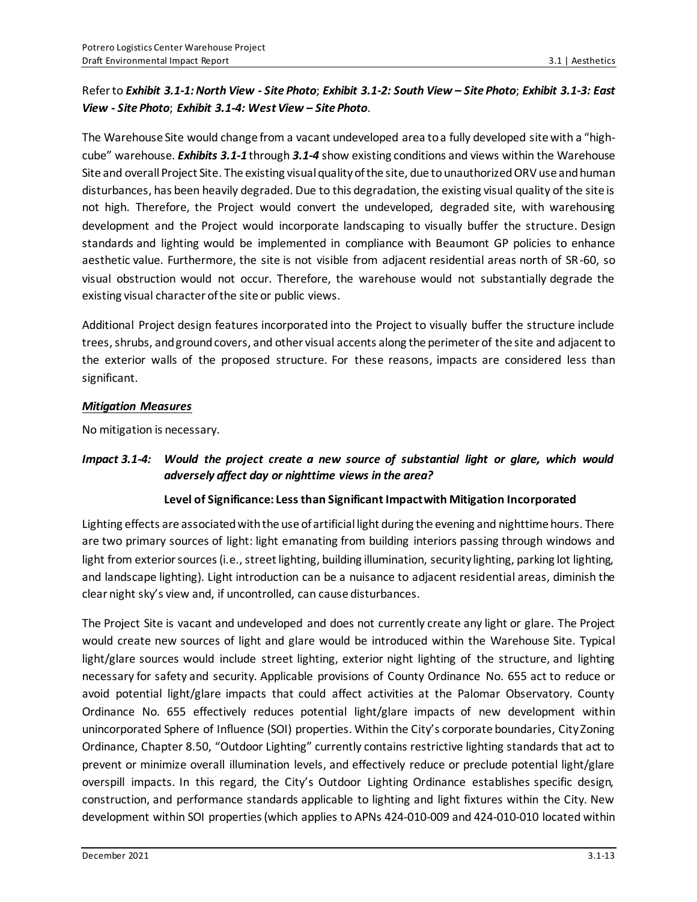Refer to ***Exhibit 3.1-1: North View - Site Photo***; ***Exhibit 3.1-2: South View – Site Photo***; ***Exhibit 3.1-3: East View - Site Photo***; ***Exhibit 3.1-4: West View – Site Photo***.

The Warehouse Site would change from a vacant undeveloped area to a fully developed site with a "high-cube" warehouse. ***Exhibits 3.1-1*** through ***3.1-4*** show existing conditions and views within the Warehouse Site and overall Project Site. The existing visual quality of the site, due to unauthorized ORV use and human disturbances, has been heavily degraded. Due to this degradation, the existing visual quality of the site is not high. Therefore, the Project would convert the undeveloped, degraded site, with warehousing development and the Project would incorporate landscaping to visually buffer the structure. Design standards and lighting would be implemented in compliance with Beaumont GP policies to enhance aesthetic value. Furthermore, the site is not visible from adjacent residential areas north of SR-60, so visual obstruction would not occur. Therefore, the warehouse would not substantially degrade the existing visual character of the site or public views.

Additional Project design features incorporated into the Project to visually buffer the structure include trees, shrubs, and ground covers, and other visual accents along the perimeter of the site and adjacent to the exterior walls of the proposed structure. For these reasons, impacts are considered less than significant.

***Mitigation Measures***

No mitigation is necessary.

***Impact 3.1-4: Would the project create a new source of substantial light or glare, which would adversely affect day or nighttime views in the area?***

**Level of Significance: Less than Significant Impact with Mitigation Incorporated**

Lighting effects are associated with the use of artificial light during the evening and nighttime hours. There are two primary sources of light: light emanating from building interiors passing through windows and light from exterior sources (i.e., street lighting, building illumination, security lighting, parking lot lighting, and landscape lighting). Light introduction can be a nuisance to adjacent residential areas, diminish the clear night sky's view and, if uncontrolled, can cause disturbances.

The Project Site is vacant and undeveloped and does not currently create any light or glare. The Project would create new sources of light and glare would be introduced within the Warehouse Site. Typical light/glare sources would include street lighting, exterior night lighting of the structure, and lighting necessary for safety and security. Applicable provisions of County Ordinance No. 655 act to reduce or avoid potential light/glare impacts that could affect activities at the Palomar Observatory. County Ordinance No. 655 effectively reduces potential light/glare impacts of new development within unincorporated Sphere of Influence (SOI) properties. Within the City's corporate boundaries, City Zoning Ordinance, Chapter 8.50, "Outdoor Lighting" currently contains restrictive lighting standards that act to prevent or minimize overall illumination levels, and effectively reduce or preclude potential light/glare overspill impacts. In this regard, the City's Outdoor Lighting Ordinance establishes specific design, construction, and performance standards applicable to lighting and light fixtures within the City. New development within SOI properties (which applies to APNs 424-010-009 and 424-010-010 located within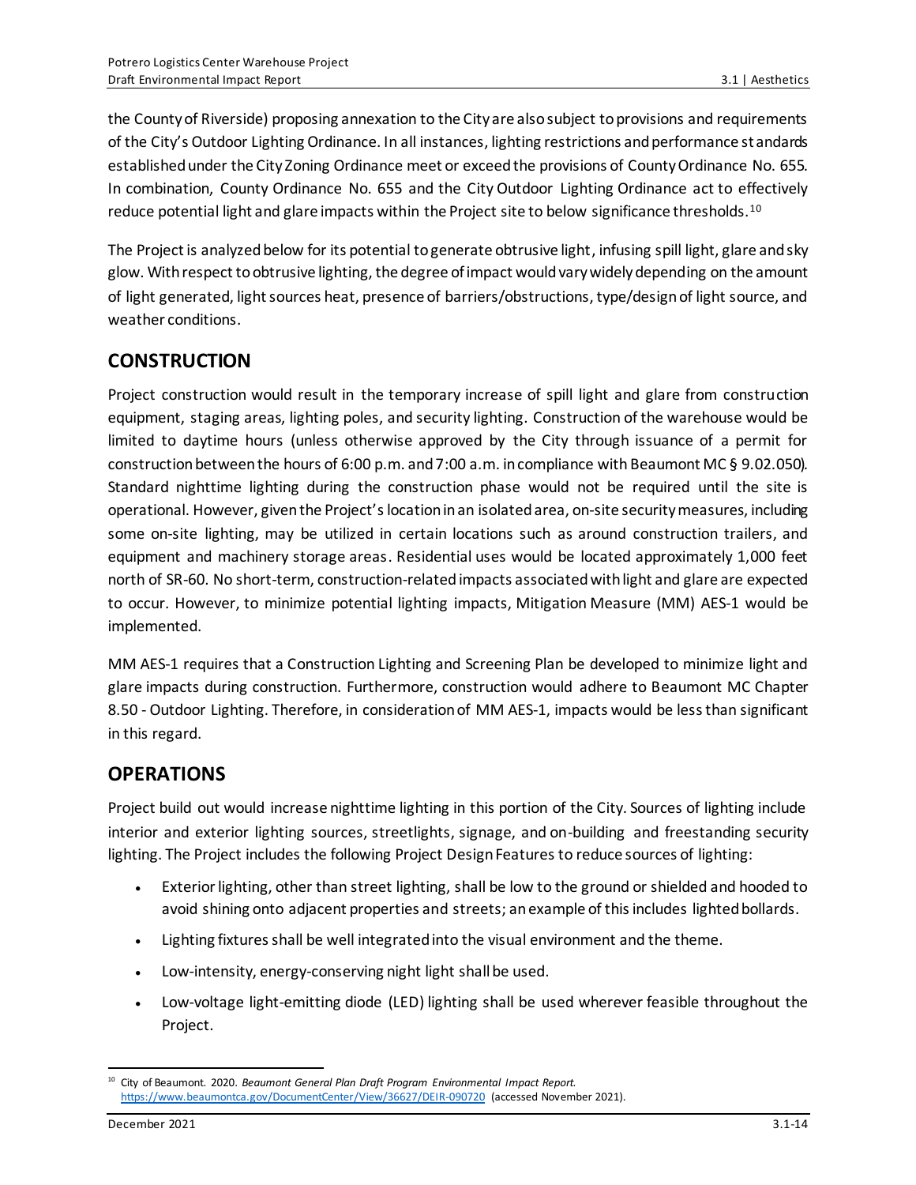the County of Riverside) proposing annexation to the City are also subject to provisions and requirements of the City's Outdoor Lighting Ordinance. In all instances, lighting restrictions and performance standards established under the City Zoning Ordinance meet or exceed the provisions of County Ordinance No. 655. In combination, County Ordinance No. 655 and the City Outdoor Lighting Ordinance act to effectively reduce potential light and glare impacts within the Project site to below significance thresholds.[10]

The Project is analyzed below for its potential to generate obtrusive light, infusing spill light, glare and sky glow. With respect to obtrusive lighting, the degree of impact would vary widely depending on the amount of light generated, light sources heat, presence of barriers/obstructions, type/design of light source, and weather conditions.

## CONSTRUCTION

Project construction would result in the temporary increase of spill light and glare from construction equipment, staging areas, lighting poles, and security lighting. Construction of the warehouse would be limited to daytime hours (unless otherwise approved by the City through issuance of a permit for construction between the hours of 6:00 p.m. and 7:00 a.m. in compliance with Beaumont MC § 9.02.050). Standard nighttime lighting during the construction phase would not be required until the site is operational. However, given the Project's location in an isolated area, on-site security measures, including some on-site lighting, may be utilized in certain locations such as around construction trailers, and equipment and machinery storage areas. Residential uses would be located approximately 1,000 feet north of SR-60. No short-term, construction-related impacts associated with light and glare are expected to occur. However, to minimize potential lighting impacts, Mitigation Measure (MM) AES-1 would be implemented.

MM AES-1 requires that a Construction Lighting and Screening Plan be developed to minimize light and glare impacts during construction. Furthermore, construction would adhere to Beaumont MC Chapter 8.50 - Outdoor Lighting. Therefore, in consideration of MM AES-1, impacts would be less than significant in this regard.

## OPERATIONS

Project build out would increase nighttime lighting in this portion of the City. Sources of lighting include interior and exterior lighting sources, streetlights, signage, and on-building and freestanding security lighting. The Project includes the following Project Design Features to reduce sources of lighting:

- Exterior lighting, other than street lighting, shall be low to the ground or shielded and hooded to avoid shining onto adjacent properties and streets; an example of this includes lighted bollards.
- Lighting fixtures shall be well integrated into the visual environment and the theme.
- Low-intensity, energy-conserving night light shall be used.
- Low-voltage light-emitting diode (LED) lighting shall be used wherever feasible throughout the Project.

---

[10] City of Beaumont. 2020. *Beaumont General Plan Draft Program Environmental Impact Report.* https://www.beaumontca.gov/DocumentCenter/View/36627/DEIR-090720 (accessed November 2021).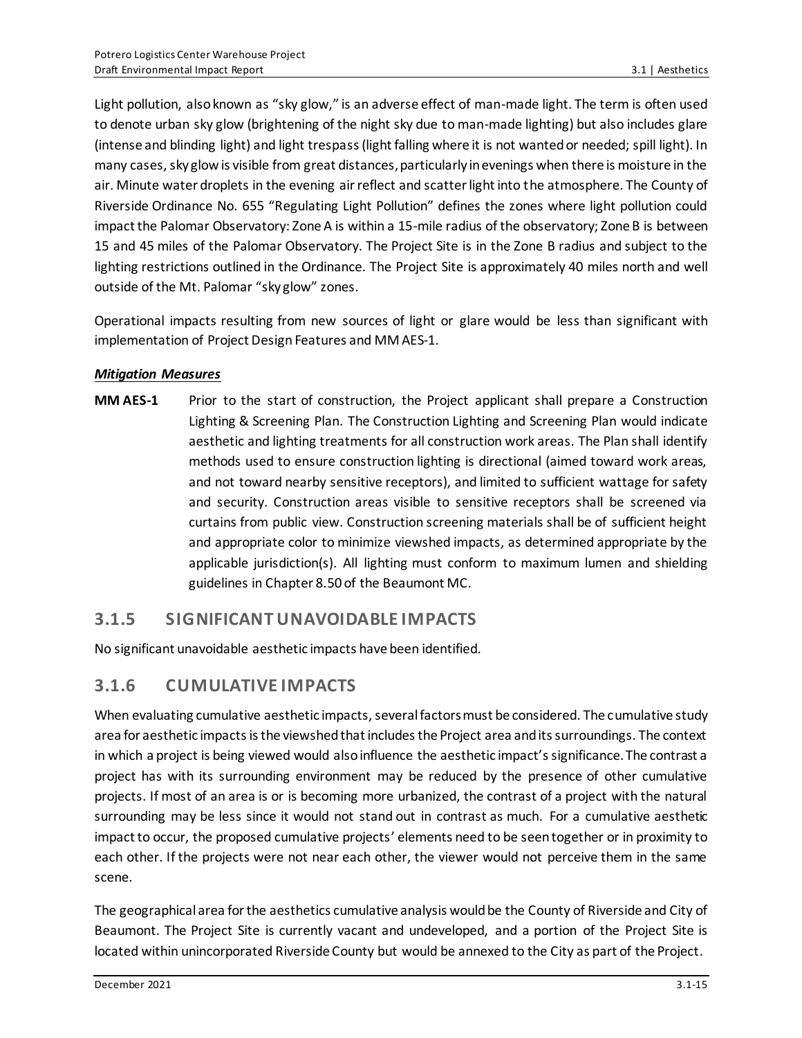Light pollution, also known as "sky glow," is an adverse effect of man-made light. The term is often used to denote urban sky glow (brightening of the night sky due to man-made lighting) but also includes glare (intense and blinding light) and light trespass (light falling where it is not wanted or needed; spill light). In many cases, sky glow is visible from great distances, particularly in evenings when there is moisture in the air. Minute water droplets in the evening air reflect and scatter light into the atmosphere. The County of Riverside Ordinance No. 655 "Regulating Light Pollution" defines the zones where light pollution could impact the Palomar Observatory: Zone A is within a 15-mile radius of the observatory; Zone B is between 15 and 45 miles of the Palomar Observatory. The Project Site is in the Zone B radius and subject to the lighting restrictions outlined in the Ordinance. The Project Site is approximately 40 miles north and well outside of the Mt. Palomar "sky glow" zones.

Operational impacts resulting from new sources of light or glare would be less than significant with implementation of Project Design Features and MM AES-1.

***Mitigation Measures***

**MM AES-1** Prior to the start of construction, the Project applicant shall prepare a Construction Lighting & Screening Plan. The Construction Lighting and Screening Plan would indicate aesthetic and lighting treatments for all construction work areas. The Plan shall identify methods used to ensure construction lighting is directional (aimed toward work areas, and not toward nearby sensitive receptors), and limited to sufficient wattage for safety and security. Construction areas visible to sensitive receptors shall be screened via curtains from public view. Construction screening materials shall be of sufficient height and appropriate color to minimize viewshed impacts, as determined appropriate by the applicable jurisdiction(s). All lighting must conform to maximum lumen and shielding guidelines in Chapter 8.50 of the Beaumont MC.

## 3.1.5 SIGNIFICANT UNAVOIDABLE IMPACTS

No significant unavoidable aesthetic impacts have been identified.

## 3.1.6 CUMULATIVE IMPACTS

When evaluating cumulative aesthetic impacts, several factors must be considered. The cumulative study area for aesthetic impacts is the viewshed that includes the Project area and its surroundings. The context in which a project is being viewed would also influence the aesthetic impact's significance. The contrast a project has with its surrounding environment may be reduced by the presence of other cumulative projects. If most of an area is or is becoming more urbanized, the contrast of a project with the natural surrounding may be less since it would not stand out in contrast as much. For a cumulative aesthetic impact to occur, the proposed cumulative projects' elements need to be seen together or in proximity to each other. If the projects were not near each other, the viewer would not perceive them in the same scene.

The geographical area for the aesthetics cumulative analysis would be the County of Riverside and City of Beaumont. The Project Site is currently vacant and undeveloped, and a portion of the Project Site is located within unincorporated Riverside County but would be annexed to the City as part of the Project.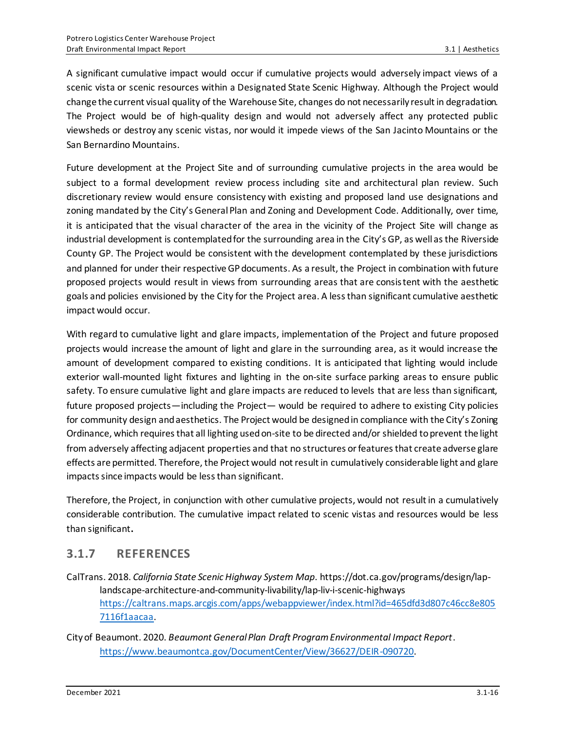A significant cumulative impact would occur if cumulative projects would adversely impact views of a scenic vista or scenic resources within a Designated State Scenic Highway. Although the Project would change the current visual quality of the Warehouse Site, changes do not necessarily result in degradation. The Project would be of high-quality design and would not adversely affect any protected public viewsheds or destroy any scenic vistas, nor would it impede views of the San Jacinto Mountains or the San Bernardino Mountains.

Future development at the Project Site and of surrounding cumulative projects in the area would be subject to a formal development review process including site and architectural plan review. Such discretionary review would ensure consistency with existing and proposed land use designations and zoning mandated by the City's General Plan and Zoning and Development Code. Additionally, over time, it is anticipated that the visual character of the area in the vicinity of the Project Site will change as industrial development is contemplated for the surrounding area in the City's GP, as well as the Riverside County GP. The Project would be consistent with the development contemplated by these jurisdictions and planned for under their respective GP documents. As a result, the Project in combination with future proposed projects would result in views from surrounding areas that are consistent with the aesthetic goals and policies envisioned by the City for the Project area. A less than significant cumulative aesthetic impact would occur.

With regard to cumulative light and glare impacts, implementation of the Project and future proposed projects would increase the amount of light and glare in the surrounding area, as it would increase the amount of development compared to existing conditions. It is anticipated that lighting would include exterior wall-mounted light fixtures and lighting in the on-site surface parking areas to ensure public safety. To ensure cumulative light and glare impacts are reduced to levels that are less than significant, future proposed projects—including the Project— would be required to adhere to existing City policies for community design and aesthetics. The Project would be designed in compliance with the City's Zoning Ordinance, which requires that all lighting used on-site to be directed and/or shielded to prevent the light from adversely affecting adjacent properties and that no structures or features that create adverse glare effects are permitted. Therefore, the Project would not result in cumulatively considerable light and glare impacts since impacts would be less than significant.

Therefore, the Project, in conjunction with other cumulative projects, would not result in a cumulatively considerable contribution. The cumulative impact related to scenic vistas and resources would be less than significant.

## 3.1.7 REFERENCES

CalTrans. 2018. *California State Scenic Highway System Map*. https://dot.ca.gov/programs/design/lap-landscape-architecture-and-community-livability/lap-liv-i-scenic-highways https://caltrans.maps.arcgis.com/apps/webappviewer/index.html?id=465dfd3d807c46cc8e8057116f1aacaa.

City of Beaumont. 2020. *Beaumont General Plan Draft Program Environmental Impact Report*. https://www.beaumontca.gov/DocumentCenter/View/36627/DEIR-090720.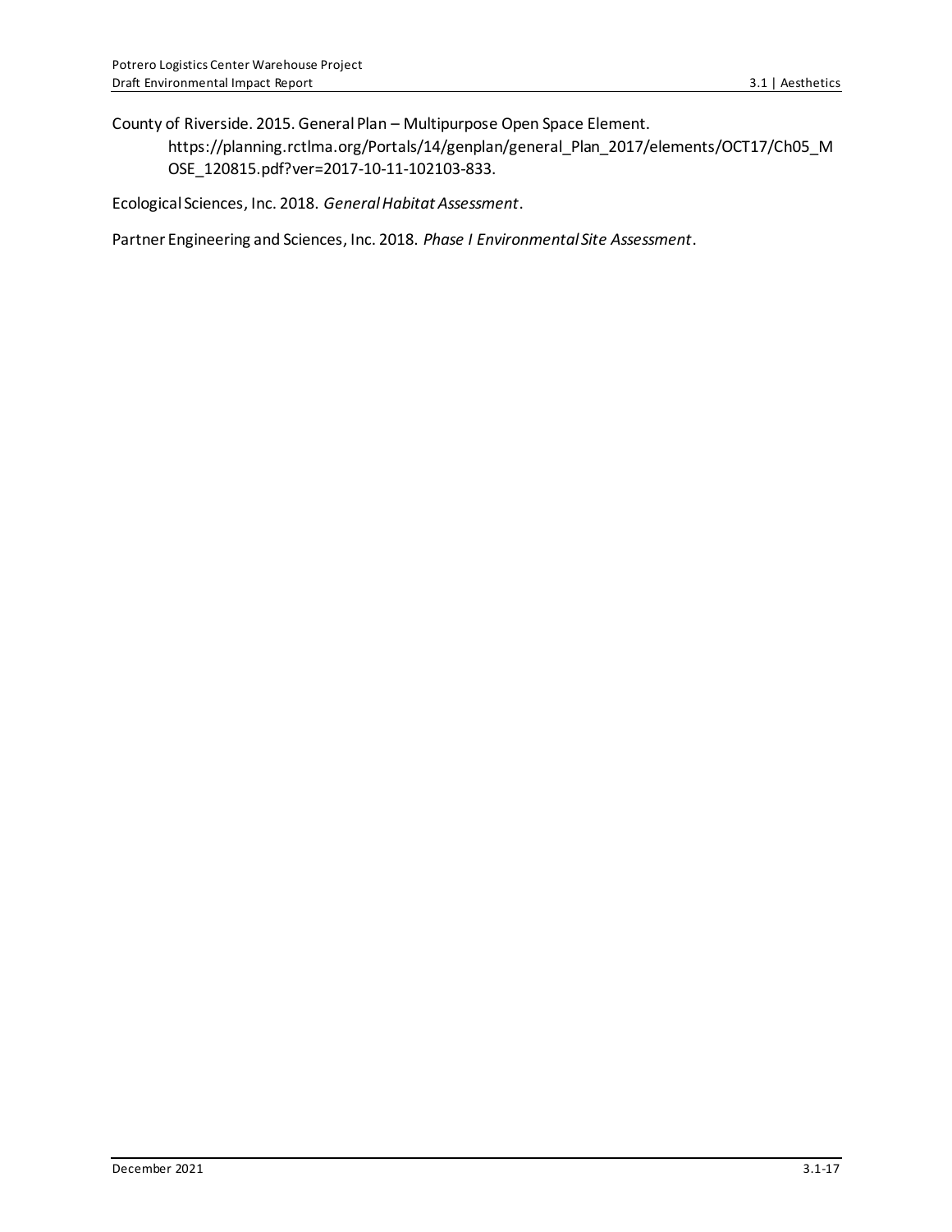County of Riverside. 2015. General Plan – Multipurpose Open Space Element. https://planning.rctlma.org/Portals/14/genplan/general_Plan_2017/elements/OCT17/Ch05_MOSE_120815.pdf?ver=2017-10-11-102103-833.

Ecological Sciences, Inc. 2018. *General Habitat Assessment*.

Partner Engineering and Sciences, Inc. 2018. *Phase I Environmental Site Assessment*.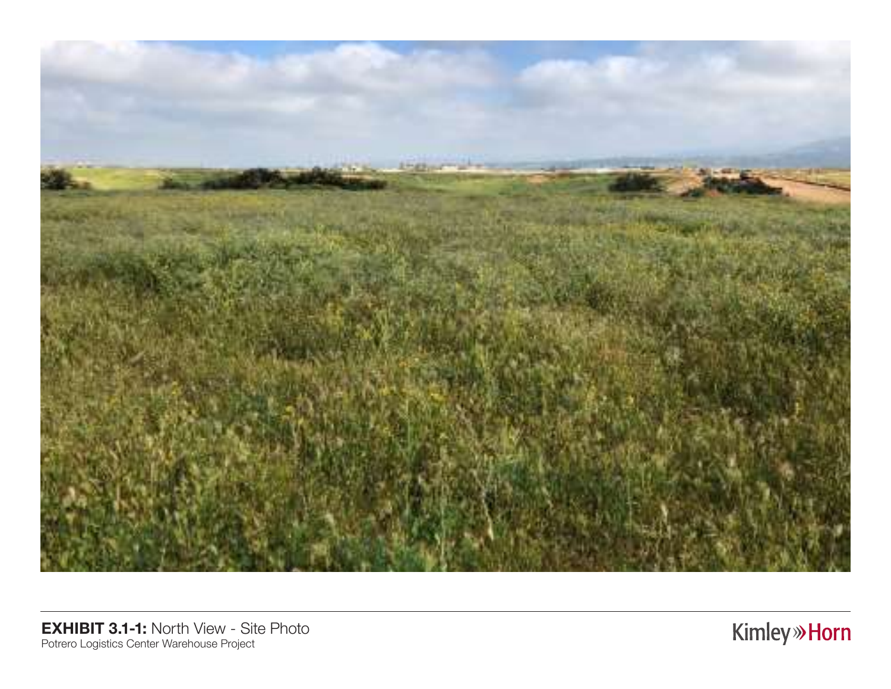**EXHIBIT 3.1-1:** North View - Site Photo
Potrero Logistics Center Warehouse Project

Kimley»Horn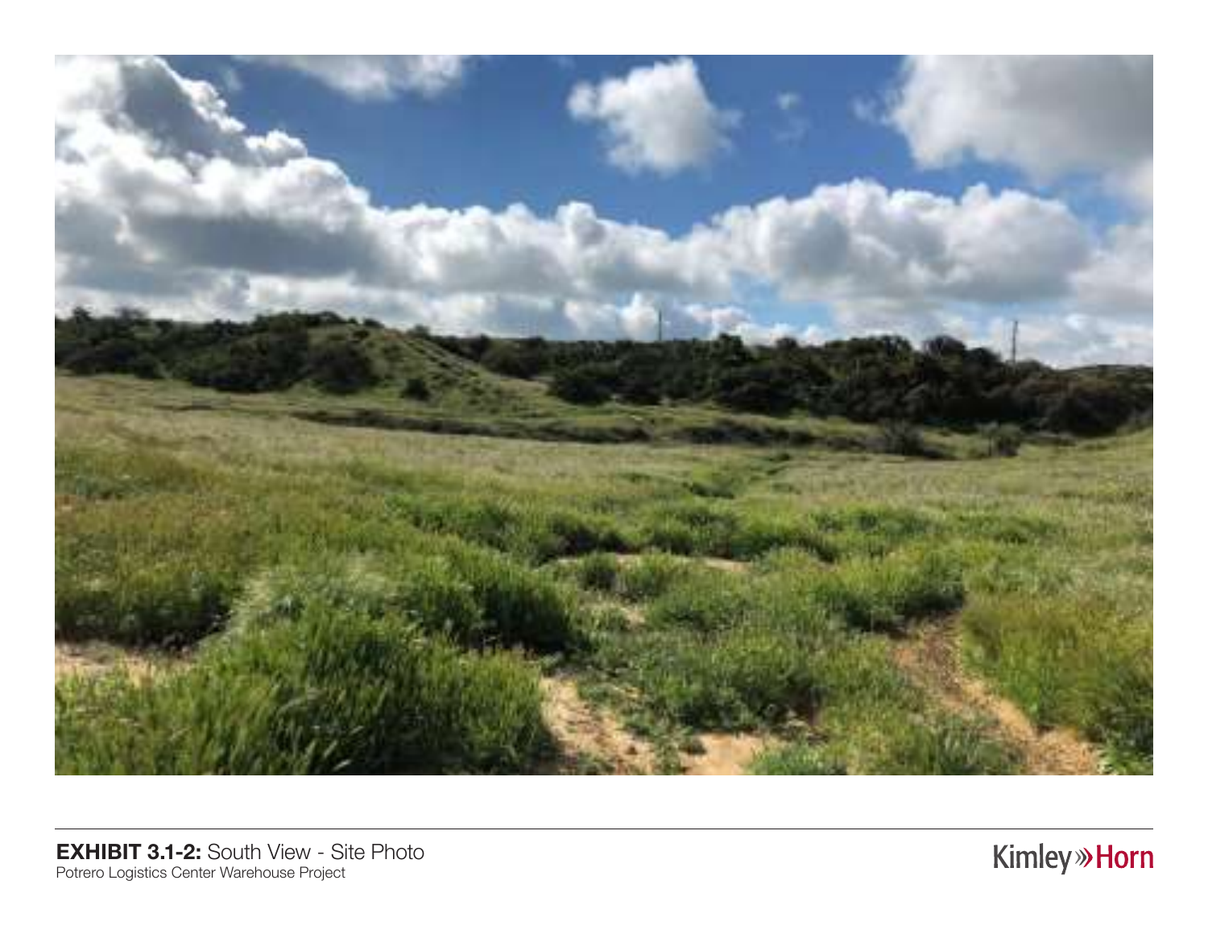**EXHIBIT 3.1-2:** South View - Site Photo
Potrero Logistics Center Warehouse Project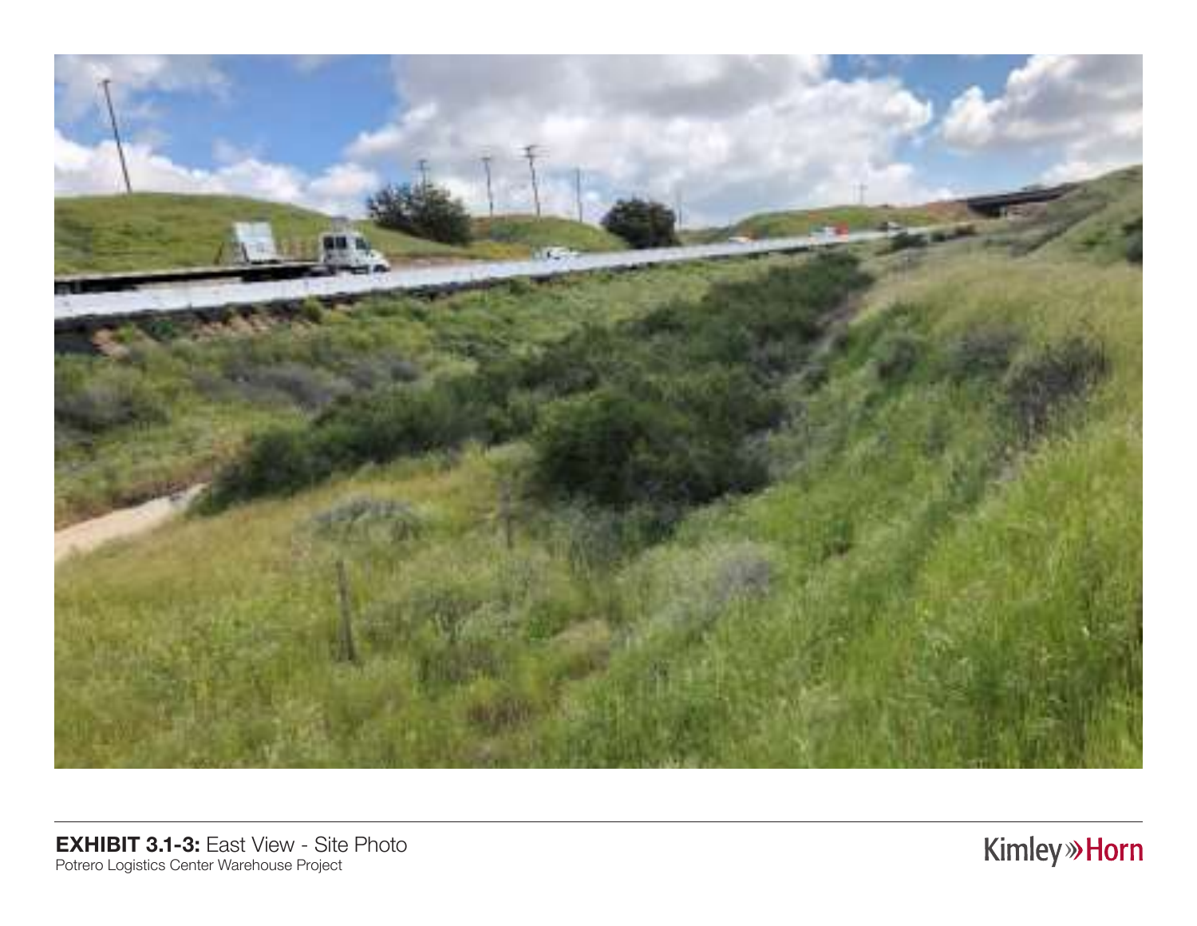**EXHIBIT 3.1-3:** East View - Site Photo
Potrero Logistics Center Warehouse Project

Kimley»Horn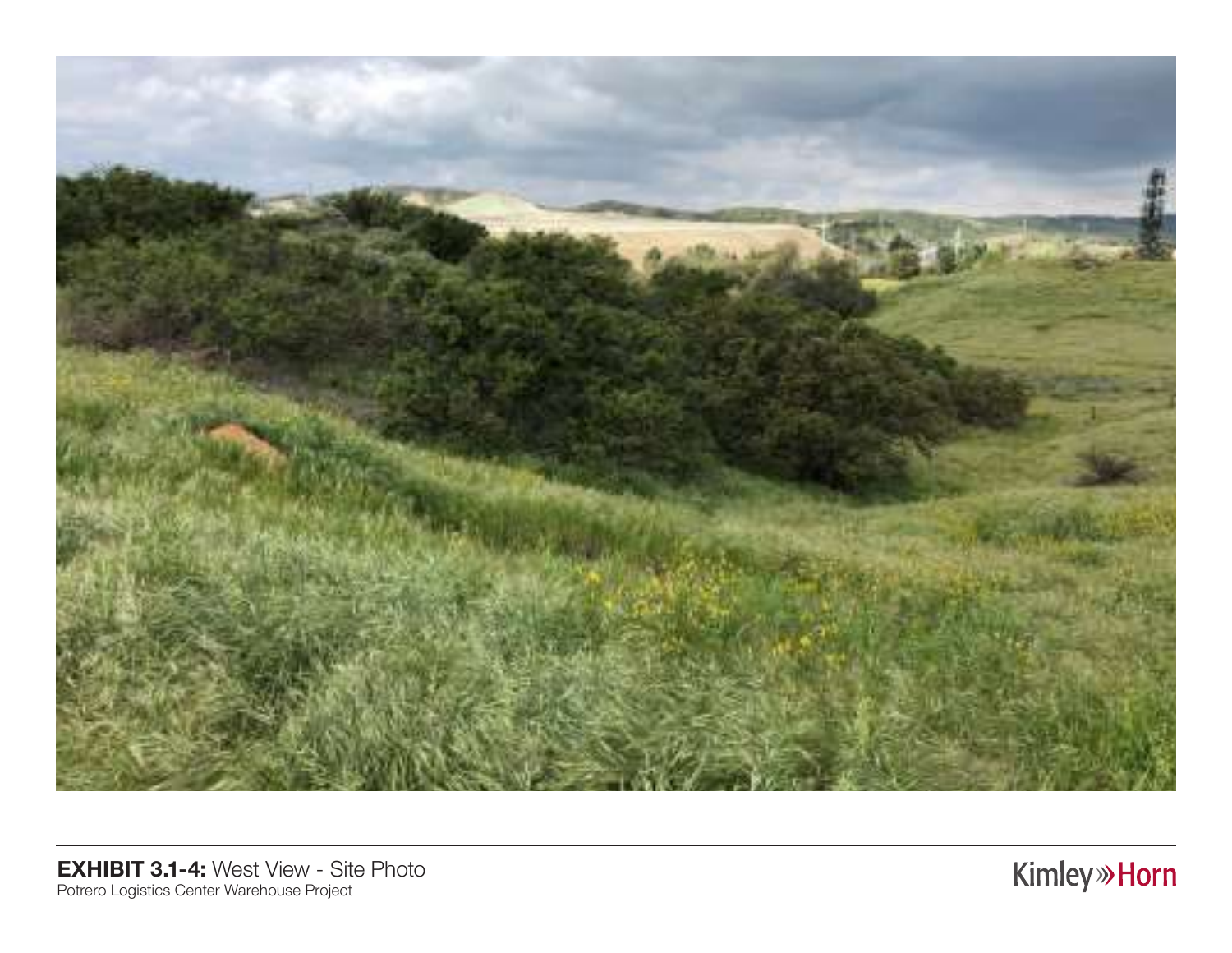**EXHIBIT 3.1-4:** West View - Site Photo
Potrero Logistics Center Warehouse Project

Kimley»Horn